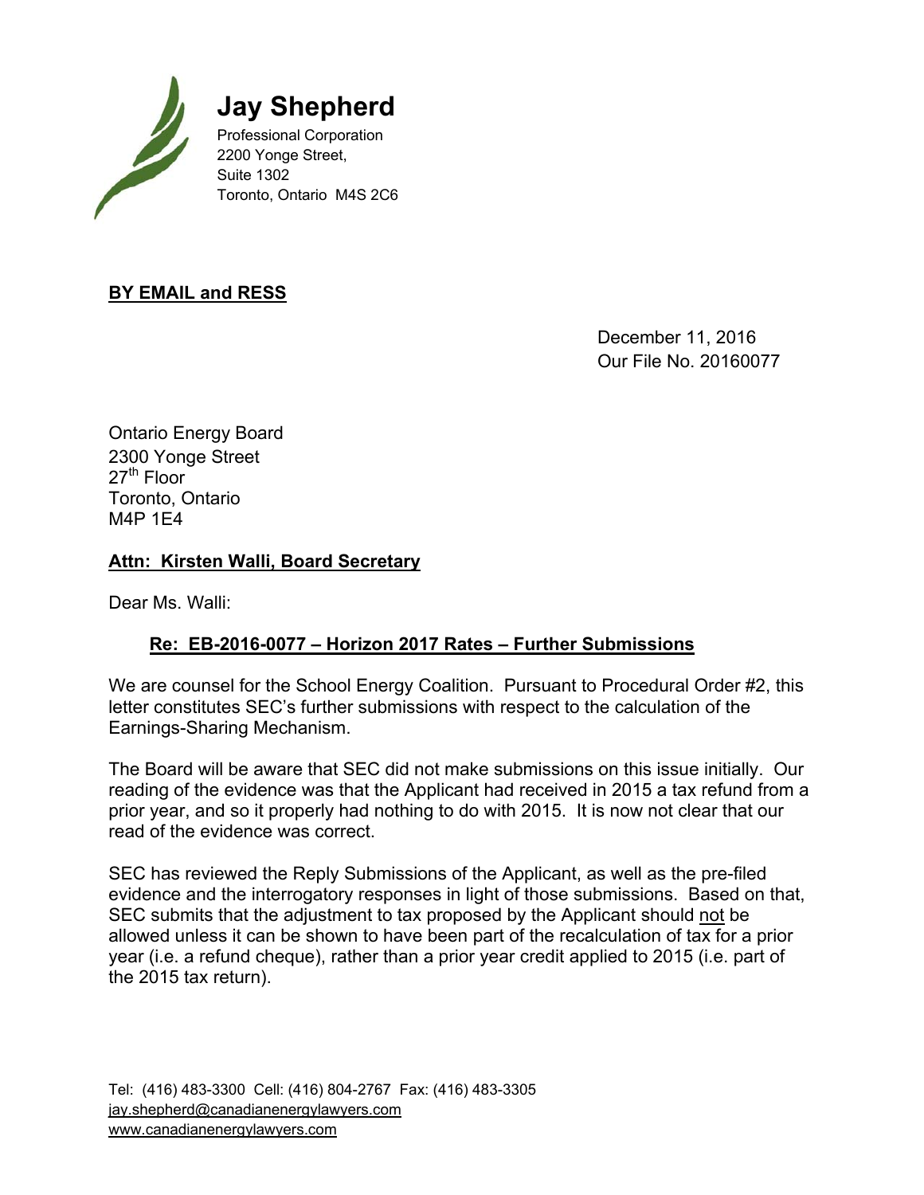# Jay Shepherd

Professional Corporation
2200 Yonge Street,
Suite 1302
Toronto, Ontario M4S 2C6

**BY EMAIL and RESS**

December 11, 2016
Our File No. 20160077

Ontario Energy Board
2300 Yonge Street
27th Floor
Toronto, Ontario
M4P 1E4

**Attn: Kirsten Walli, Board Secretary**

Dear Ms. Walli:

**Re: EB-2016-0077 – Horizon 2017 Rates – Further Submissions**

We are counsel for the School Energy Coalition. Pursuant to Procedural Order #2, this letter constitutes SEC's further submissions with respect to the calculation of the Earnings-Sharing Mechanism.

The Board will be aware that SEC did not make submissions on this issue initially. Our reading of the evidence was that the Applicant had received in 2015 a tax refund from a prior year, and so it properly had nothing to do with 2015. It is now not clear that our read of the evidence was correct.

SEC has reviewed the Reply Submissions of the Applicant, as well as the pre-filed evidence and the interrogatory responses in light of those submissions. Based on that, SEC submits that the adjustment to tax proposed by the Applicant should not be allowed unless it can be shown to have been part of the recalculation of tax for a prior year (i.e. a refund cheque), rather than a prior year credit applied to 2015 (i.e. part of the 2015 tax return).

Tel: (416) 483-3300 Cell: (416) 804-2767 Fax: (416) 483-3305
jay.shepherd@canadianenergylawyers.com
www.canadianenergylawyers.com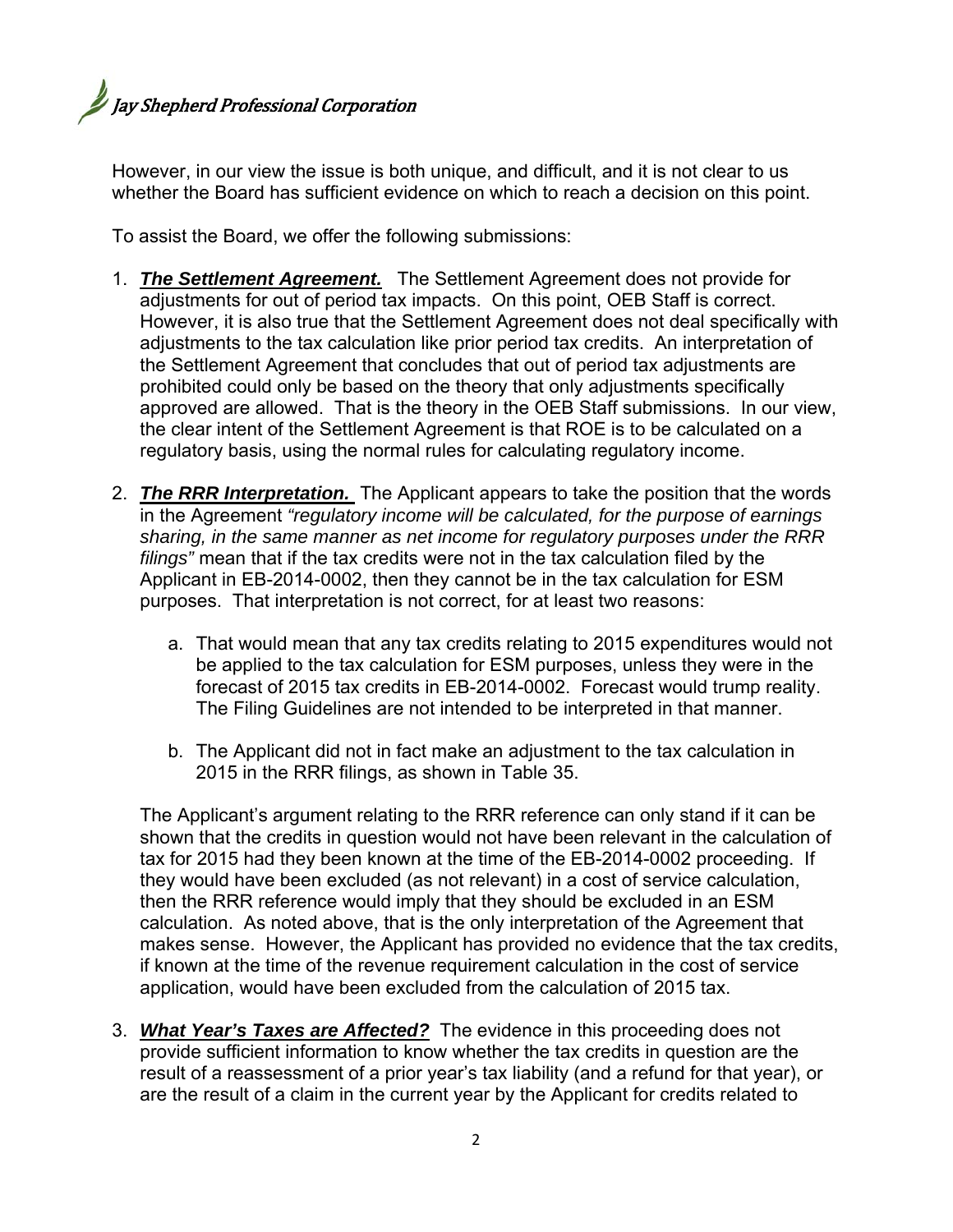However, in our view the issue is both unique, and difficult, and it is not clear to us whether the Board has sufficient evidence on which to reach a decision on this point.

To assist the Board, we offer the following submissions:

1. ***The Settlement Agreement.*** The Settlement Agreement does not provide for adjustments for out of period tax impacts. On this point, OEB Staff is correct. However, it is also true that the Settlement Agreement does not deal specifically with adjustments to the tax calculation like prior period tax credits. An interpretation of the Settlement Agreement that concludes that out of period tax adjustments are prohibited could only be based on the theory that only adjustments specifically approved are allowed. That is the theory in the OEB Staff submissions. In our view, the clear intent of the Settlement Agreement is that ROE is to be calculated on a regulatory basis, using the normal rules for calculating regulatory income.

2. ***The RRR Interpretation.*** The Applicant appears to take the position that the words in the Agreement *"regulatory income will be calculated, for the purpose of earnings sharing, in the same manner as net income for regulatory purposes under the RRR filings"* mean that if the tax credits were not in the tax calculation filed by the Applicant in EB-2014-0002, then they cannot be in the tax calculation for ESM purposes. That interpretation is not correct, for at least two reasons:

   a. That would mean that any tax credits relating to 2015 expenditures would not be applied to the tax calculation for ESM purposes, unless they were in the forecast of 2015 tax credits in EB-2014-0002. Forecast would trump reality. The Filing Guidelines are not intended to be interpreted in that manner.

   b. The Applicant did not in fact make an adjustment to the tax calculation in 2015 in the RRR filings, as shown in Table 35.

   The Applicant's argument relating to the RRR reference can only stand if it can be shown that the credits in question would not have been relevant in the calculation of tax for 2015 had they been known at the time of the EB-2014-0002 proceeding. If they would have been excluded (as not relevant) in a cost of service calculation, then the RRR reference would imply that they should be excluded in an ESM calculation. As noted above, that is the only interpretation of the Agreement that makes sense. However, the Applicant has provided no evidence that the tax credits, if known at the time of the revenue requirement calculation in the cost of service application, would have been excluded from the calculation of 2015 tax.

3. ***What Year's Taxes are Affected?*** The evidence in this proceeding does not provide sufficient information to know whether the tax credits in question are the result of a reassessment of a prior year's tax liability (and a refund for that year), or are the result of a claim in the current year by the Applicant for credits related to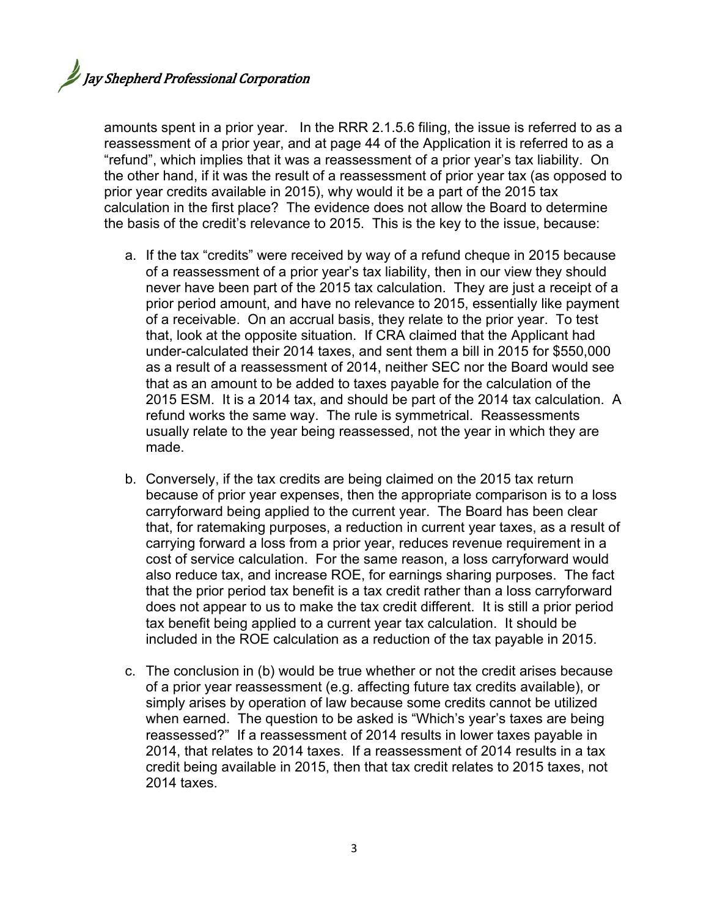amounts spent in a prior year. In the RRR 2.1.5.6 filing, the issue is referred to as a reassessment of a prior year, and at page 44 of the Application it is referred to as a "refund", which implies that it was a reassessment of a prior year's tax liability. On the other hand, if it was the result of a reassessment of prior year tax (as opposed to prior year credits available in 2015), why would it be a part of the 2015 tax calculation in the first place? The evidence does not allow the Board to determine the basis of the credit's relevance to 2015. This is the key to the issue, because:

a. If the tax "credits" were received by way of a refund cheque in 2015 because of a reassessment of a prior year's tax liability, then in our view they should never have been part of the 2015 tax calculation. They are just a receipt of a prior period amount, and have no relevance to 2015, essentially like payment of a receivable. On an accrual basis, they relate to the prior year. To test that, look at the opposite situation. If CRA claimed that the Applicant had under-calculated their 2014 taxes, and sent them a bill in 2015 for $550,000 as a result of a reassessment of 2014, neither SEC nor the Board would see that as an amount to be added to taxes payable for the calculation of the 2015 ESM. It is a 2014 tax, and should be part of the 2014 tax calculation. A refund works the same way. The rule is symmetrical. Reassessments usually relate to the year being reassessed, not the year in which they are made.

b. Conversely, if the tax credits are being claimed on the 2015 tax return because of prior year expenses, then the appropriate comparison is to a loss carryforward being applied to the current year. The Board has been clear that, for ratemaking purposes, a reduction in current year taxes, as a result of carrying forward a loss from a prior year, reduces revenue requirement in a cost of service calculation. For the same reason, a loss carryforward would also reduce tax, and increase ROE, for earnings sharing purposes. The fact that the prior period tax benefit is a tax credit rather than a loss carryforward does not appear to us to make the tax credit different. It is still a prior period tax benefit being applied to a current year tax calculation. It should be included in the ROE calculation as a reduction of the tax payable in 2015.

c. The conclusion in (b) would be true whether or not the credit arises because of a prior year reassessment (e.g. affecting future tax credits available), or simply arises by operation of law because some credits cannot be utilized when earned. The question to be asked is "Which's year's taxes are being reassessed?" If a reassessment of 2014 results in lower taxes payable in 2014, that relates to 2014 taxes. If a reassessment of 2014 results in a tax credit being available in 2015, then that tax credit relates to 2015 taxes, not 2014 taxes.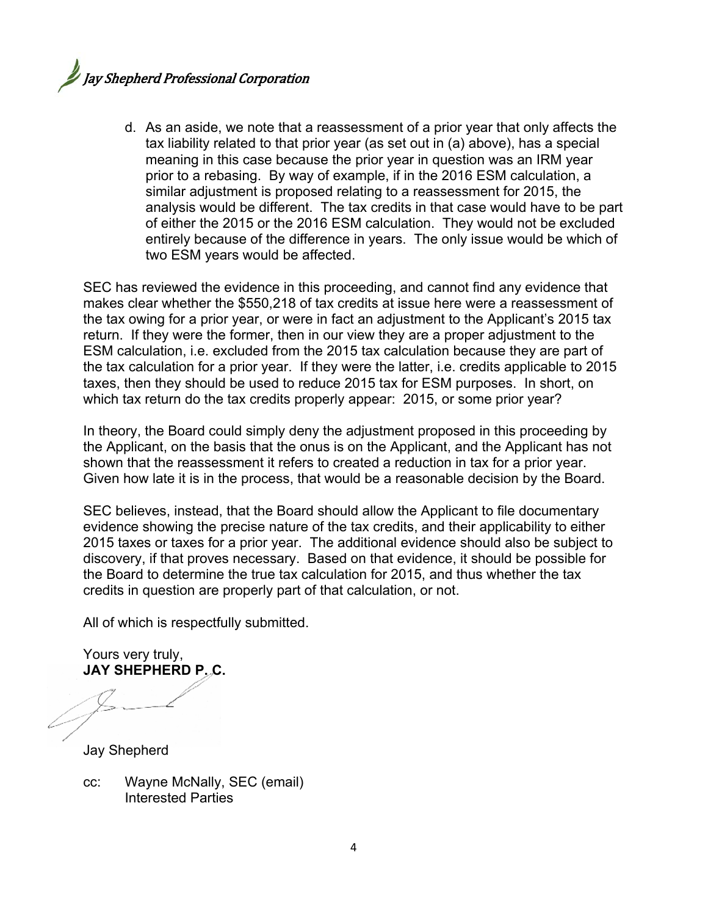d. As an aside, we note that a reassessment of a prior year that only affects the tax liability related to that prior year (as set out in (a) above), has a special meaning in this case because the prior year in question was an IRM year prior to a rebasing. By way of example, if in the 2016 ESM calculation, a similar adjustment is proposed relating to a reassessment for 2015, the analysis would be different. The tax credits in that case would have to be part of either the 2015 or the 2016 ESM calculation. They would not be excluded entirely because of the difference in years. The only issue would be which of two ESM years would be affected.

SEC has reviewed the evidence in this proceeding, and cannot find any evidence that makes clear whether the $550,218 of tax credits at issue here were a reassessment of the tax owing for a prior year, or were in fact an adjustment to the Applicant's 2015 tax return. If they were the former, then in our view they are a proper adjustment to the ESM calculation, i.e. excluded from the 2015 tax calculation because they are part of the tax calculation for a prior year. If they were the latter, i.e. credits applicable to 2015 taxes, then they should be used to reduce 2015 tax for ESM purposes. In short, on which tax return do the tax credits properly appear: 2015, or some prior year?

In theory, the Board could simply deny the adjustment proposed in this proceeding by the Applicant, on the basis that the onus is on the Applicant, and the Applicant has not shown that the reassessment it refers to created a reduction in tax for a prior year. Given how late it is in the process, that would be a reasonable decision by the Board.

SEC believes, instead, that the Board should allow the Applicant to file documentary evidence showing the precise nature of the tax credits, and their applicability to either 2015 taxes or taxes for a prior year. The additional evidence should also be subject to discovery, if that proves necessary. Based on that evidence, it should be possible for the Board to determine the true tax calculation for 2015, and thus whether the tax credits in question are properly part of that calculation, or not.

All of which is respectfully submitted.

Yours very truly,
**JAY SHEPHERD P. C.**

Jay Shepherd

cc: Wayne McNally, SEC (email)
Interested Parties